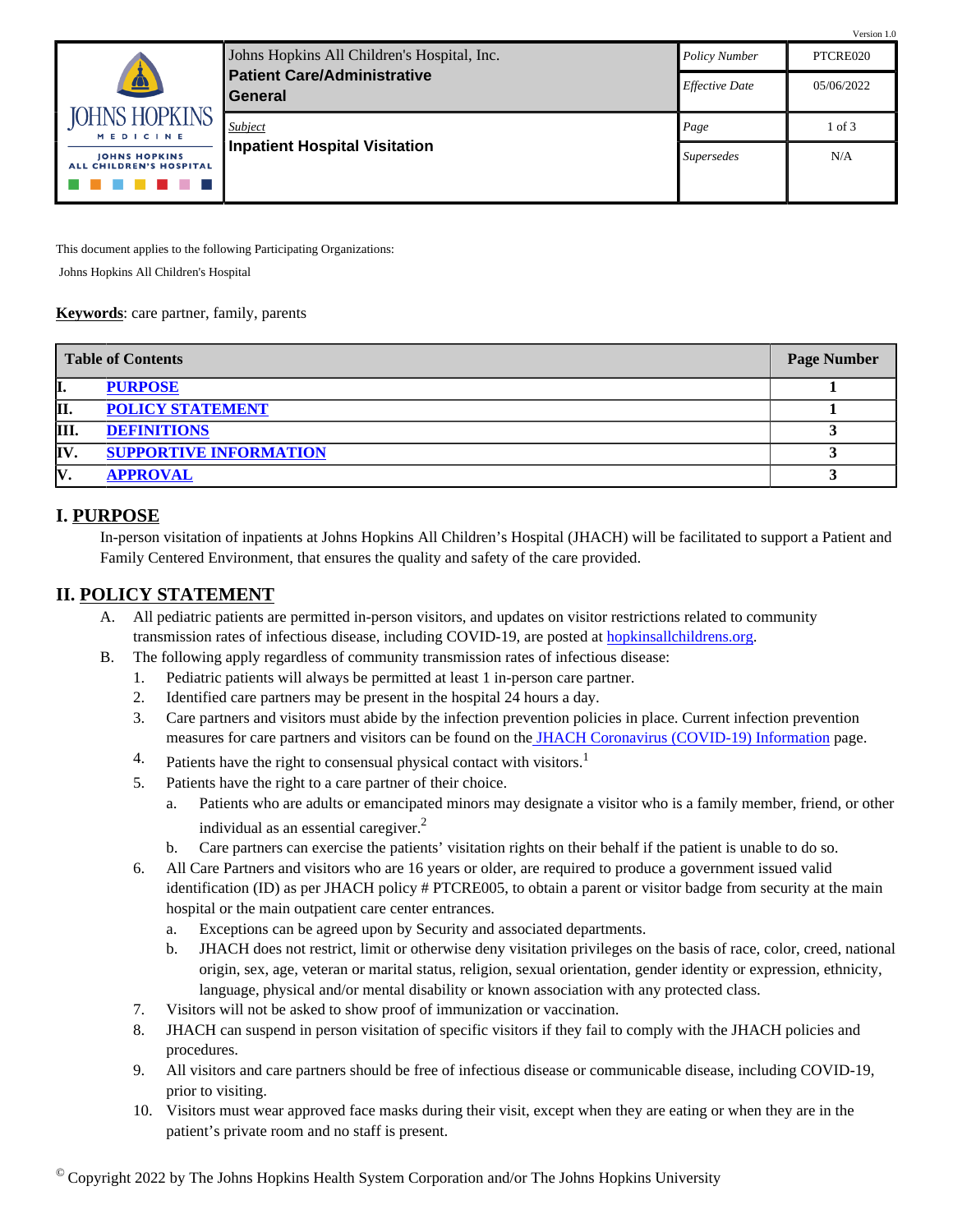Version 1.0

| Johns Hopkins All Children's Hospital, Inc. **Patient Care/Administrative General** | *Policy Number* | PTCRE020 |
|---|---|---|
| | *Effective Date* | 05/06/2022 |
| *Subject* **Inpatient Hospital Visitation** | *Page* | 1 of 3 |
| | *Supersedes* | N/A |

This document applies to the following Participating Organizations:

Johns Hopkins All Children's Hospital

**Keywords**: care partner, family, parents

| Table of Contents | | Page Number |
|---|---|---|
| I. | PURPOSE | 1 |
| II. | POLICY STATEMENT | 1 |
| III. | DEFINITIONS | 3 |
| IV. | SUPPORTIVE INFORMATION | 3 |
| V. | APPROVAL | 3 |

## I. PURPOSE

In-person visitation of inpatients at Johns Hopkins All Children's Hospital (JHACH) will be facilitated to support a Patient and Family Centered Environment, that ensures the quality and safety of the care provided.

## II. POLICY STATEMENT

A. All pediatric patients are permitted in-person visitors, and updates on visitor restrictions related to community transmission rates of infectious disease, including COVID-19, are posted at hopkinsallchildrens.org.

B. The following apply regardless of community transmission rates of infectious disease:

1. Pediatric patients will always be permitted at least 1 in-person care partner.
2. Identified care partners may be present in the hospital 24 hours a day.
3. Care partners and visitors must abide by the infection prevention policies in place. Current infection prevention measures for care partners and visitors can be found on the JHACH Coronavirus (COVID-19) Information page.
4. Patients have the right to consensual physical contact with visitors.[1]
5. Patients have the right to a care partner of their choice.
   a. Patients who are adults or emancipated minors may designate a visitor who is a family member, friend, or other individual as an essential caregiver.[2]
   b. Care partners can exercise the patients' visitation rights on their behalf if the patient is unable to do so.
6. All Care Partners and visitors who are 16 years or older, are required to produce a government issued valid identification (ID) as per JHACH policy # PTCRE005, to obtain a parent or visitor badge from security at the main hospital or the main outpatient care center entrances.
   a. Exceptions can be agreed upon by Security and associated departments.
   b. JHACH does not restrict, limit or otherwise deny visitation privileges on the basis of race, color, creed, national origin, sex, age, veteran or marital status, religion, sexual orientation, gender identity or expression, ethnicity, language, physical and/or mental disability or known association with any protected class.
7. Visitors will not be asked to show proof of immunization or vaccination.
8. JHACH can suspend in person visitation of specific visitors if they fail to comply with the JHACH policies and procedures.
9. All visitors and care partners should be free of infectious disease or communicable disease, including COVID-19, prior to visiting.
10. Visitors must wear approved face masks during their visit, except when they are eating or when they are in the patient's private room and no staff is present.

© Copyright 2022 by The Johns Hopkins Health System Corporation and/or The Johns Hopkins University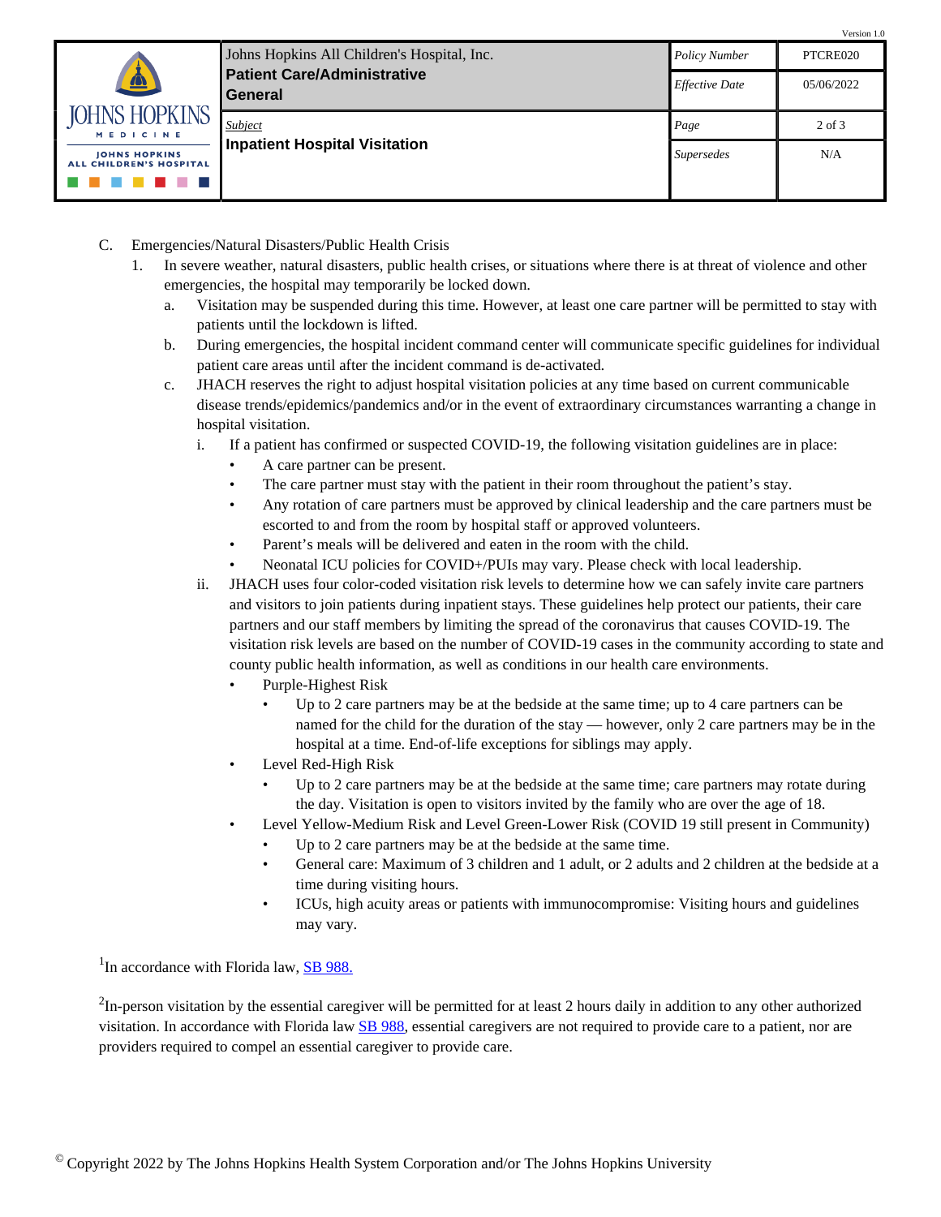C. Emergencies/Natural Disasters/Public Health Crisis

1. In severe weather, natural disasters, public health crises, or situations where there is at threat of violence and other emergencies, the hospital may temporarily be locked down.
   a. Visitation may be suspended during this time. However, at least one care partner will be permitted to stay with patients until the lockdown is lifted.
   b. During emergencies, the hospital incident command center will communicate specific guidelines for individual patient care areas until after the incident command is de-activated.
   c. JHACH reserves the right to adjust hospital visitation policies at any time based on current communicable disease trends/epidemics/pandemics and/or in the event of extraordinary circumstances warranting a change in hospital visitation.
      i. If a patient has confirmed or suspected COVID-19, the following visitation guidelines are in place:
         - A care partner can be present.
         - The care partner must stay with the patient in their room throughout the patient's stay.
         - Any rotation of care partners must be approved by clinical leadership and the care partners must be escorted to and from the room by hospital staff or approved volunteers.
         - Parent's meals will be delivered and eaten in the room with the child.
         - Neonatal ICU policies for COVID+/PUIs may vary. Please check with local leadership.
      ii. JHACH uses four color-coded visitation risk levels to determine how we can safely invite care partners and visitors to join patients during inpatient stays. These guidelines help protect our patients, their care partners and our staff members by limiting the spread of the coronavirus that causes COVID-19. The visitation risk levels are based on the number of COVID-19 cases in the community according to state and county public health information, as well as conditions in our health care environments.
         - Purple-Highest Risk
           - Up to 2 care partners may be at the bedside at the same time; up to 4 care partners can be named for the child for the duration of the stay — however, only 2 care partners may be in the hospital at a time. End-of-life exceptions for siblings may apply.
         - Level Red-High Risk
           - Up to 2 care partners may be at the bedside at the same time; care partners may rotate during the day. Visitation is open to visitors invited by the family who are over the age of 18.
         - Level Yellow-Medium Risk and Level Green-Lower Risk (COVID 19 still present in Community)
           - Up to 2 care partners may be at the bedside at the same time.
           - General care: Maximum of 3 children and 1 adult, or 2 adults and 2 children at the bedside at a time during visiting hours.
           - ICUs, high acuity areas or patients with immunocompromise: Visiting hours and guidelines may vary.

[1]In accordance with Florida law, [SB 988.](SB 988)

[2]In-person visitation by the essential caregiver will be permitted for at least 2 hours daily in addition to any other authorized visitation. In accordance with Florida law SB 988, essential caregivers are not required to provide care to a patient, nor are providers required to compel an essential caregiver to provide care.

© Copyright 2022 by The Johns Hopkins Health System Corporation and/or The Johns Hopkins University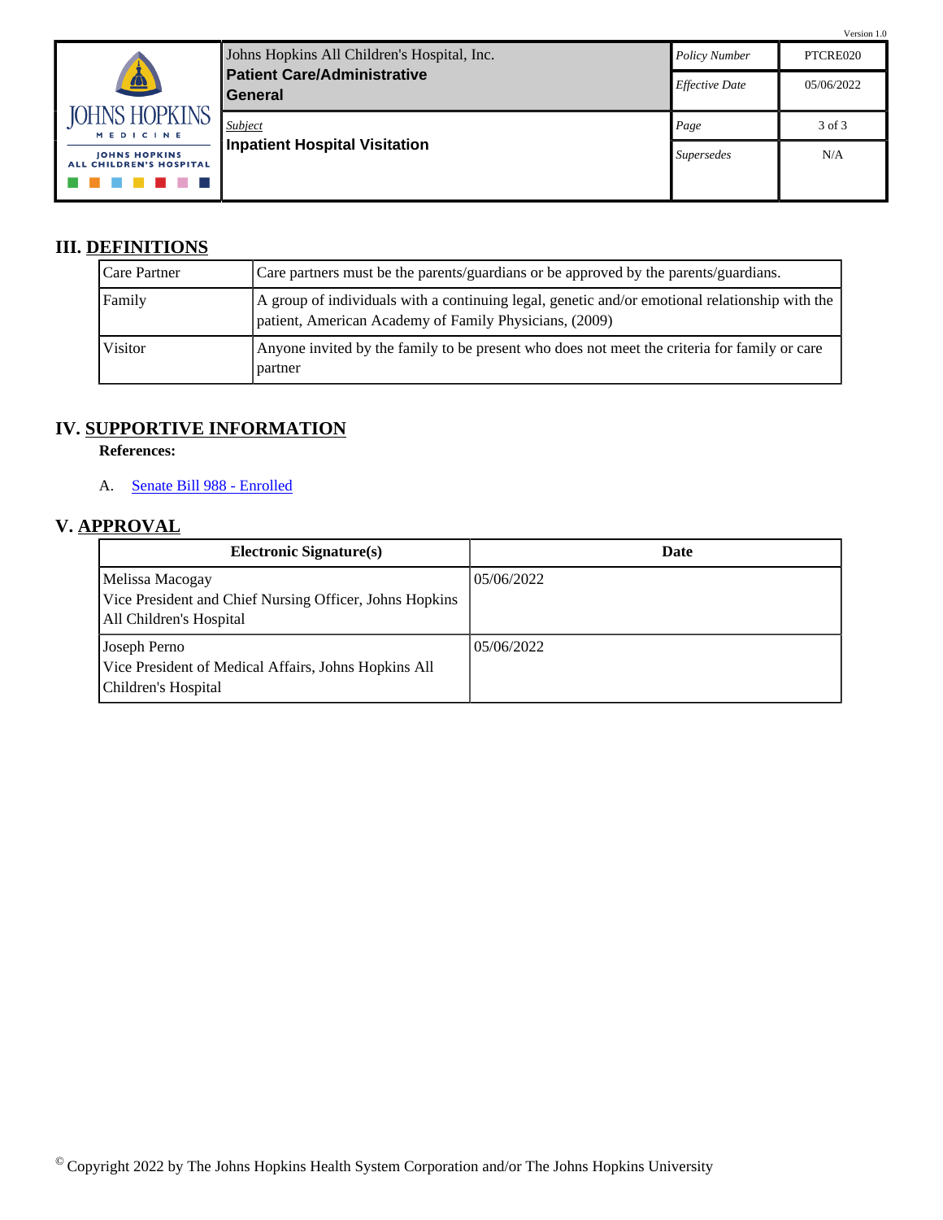## III. DEFINITIONS

| | |
|---|---|
| Care Partner | Care partners must be the parents/guardians or be approved by the parents/guardians. |
| Family | A group of individuals with a continuing legal, genetic and/or emotional relationship with the patient, American Academy of Family Physicians, (2009) |
| Visitor | Anyone invited by the family to be present who does not meet the criteria for family or care partner |

## IV. SUPPORTIVE INFORMATION

**References:**

A. Senate Bill 988 - Enrolled

## V. APPROVAL

| Electronic Signature(s) | Date |
|---|---|
| Melissa Macogay<br>Vice President and Chief Nursing Officer, Johns Hopkins All Children's Hospital | 05/06/2022 |
| Joseph Perno<br>Vice President of Medical Affairs, Johns Hopkins All Children's Hospital | 05/06/2022 |

© Copyright 2022 by The Johns Hopkins Health System Corporation and/or The Johns Hopkins University